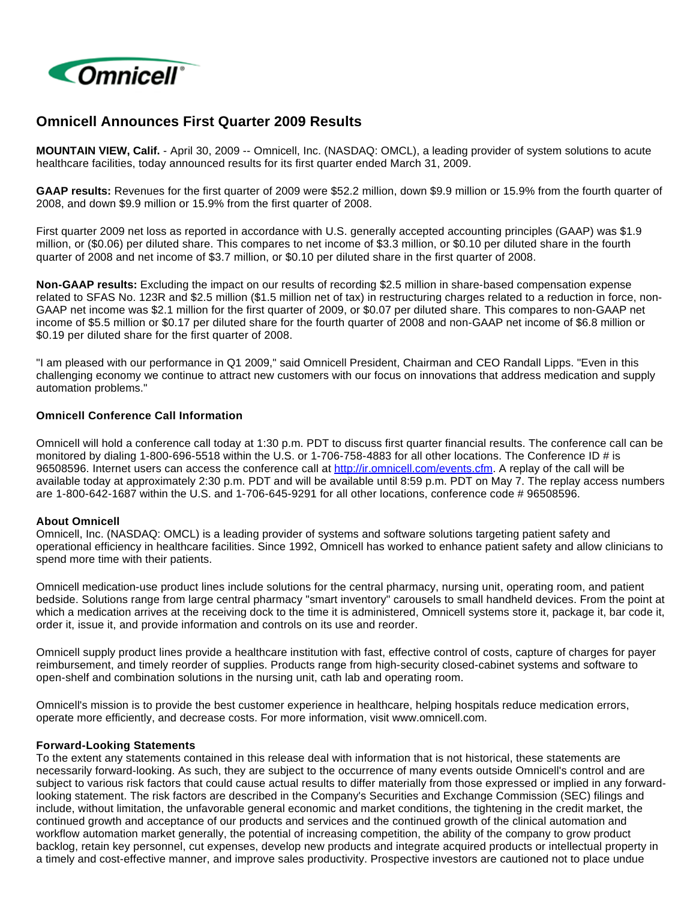# Omnicell Announces First Quarter 2009 Results

**MOUNTAIN VIEW, Calif.** - April 30, 2009 -- Omnicell, Inc. (NASDAQ: OMCL), a leading provider of system solutions to acute healthcare facilities, today announced results for its first quarter ended March 31, 2009.

**GAAP results:** Revenues for the first quarter of 2009 were $52.2 million, down $9.9 million or 15.9% from the fourth quarter of 2008, and down $9.9 million or 15.9% from the first quarter of 2008.

First quarter 2009 net loss as reported in accordance with U.S. generally accepted accounting principles (GAAP) was $1.9 million, or ($0.06) per diluted share. This compares to net income of $3.3 million, or $0.10 per diluted share in the fourth quarter of 2008 and net income of $3.7 million, or $0.10 per diluted share in the first quarter of 2008.

**Non-GAAP results:** Excluding the impact on our results of recording $2.5 million in share-based compensation expense related to SFAS No. 123R and $2.5 million ($1.5 million net of tax) in restructuring charges related to a reduction in force, non-GAAP net income was $2.1 million for the first quarter of 2009, or $0.07 per diluted share. This compares to non-GAAP net income of $5.5 million or $0.17 per diluted share for the fourth quarter of 2008 and non-GAAP net income of $6.8 million or $0.19 per diluted share for the first quarter of 2008.

"I am pleased with our performance in Q1 2009," said Omnicell President, Chairman and CEO Randall Lipps. "Even in this challenging economy we continue to attract new customers with our focus on innovations that address medication and supply automation problems."

### Omnicell Conference Call Information

Omnicell will hold a conference call today at 1:30 p.m. PDT to discuss first quarter financial results. The conference call can be monitored by dialing 1-800-696-5518 within the U.S. or 1-706-758-4883 for all other locations. The Conference ID # is 96508596. Internet users can access the conference call at http://ir.omnicell.com/events.cfm. A replay of the call will be available today at approximately 2:30 p.m. PDT and will be available until 8:59 p.m. PDT on May 7. The replay access numbers are 1-800-642-1687 within the U.S. and 1-706-645-9291 for all other locations, conference code # 96508596.

### About Omnicell

Omnicell, Inc. (NASDAQ: OMCL) is a leading provider of systems and software solutions targeting patient safety and operational efficiency in healthcare facilities. Since 1992, Omnicell has worked to enhance patient safety and allow clinicians to spend more time with their patients.

Omnicell medication-use product lines include solutions for the central pharmacy, nursing unit, operating room, and patient bedside. Solutions range from large central pharmacy "smart inventory" carousels to small handheld devices. From the point at which a medication arrives at the receiving dock to the time it is administered, Omnicell systems store it, package it, bar code it, order it, issue it, and provide information and controls on its use and reorder.

Omnicell supply product lines provide a healthcare institution with fast, effective control of costs, capture of charges for payer reimbursement, and timely reorder of supplies. Products range from high-security closed-cabinet systems and software to open-shelf and combination solutions in the nursing unit, cath lab and operating room.

Omnicell's mission is to provide the best customer experience in healthcare, helping hospitals reduce medication errors, operate more efficiently, and decrease costs. For more information, visit www.omnicell.com.

### Forward-Looking Statements

To the extent any statements contained in this release deal with information that is not historical, these statements are necessarily forward-looking. As such, they are subject to the occurrence of many events outside Omnicell's control and are subject to various risk factors that could cause actual results to differ materially from those expressed or implied in any forward-looking statement. The risk factors are described in the Company's Securities and Exchange Commission (SEC) filings and include, without limitation, the unfavorable general economic and market conditions, the tightening in the credit market, the continued growth and acceptance of our products and services and the continued growth of the clinical automation and workflow automation market generally, the potential of increasing competition, the ability of the company to grow product backlog, retain key personnel, cut expenses, develop new products and integrate acquired products or intellectual property in a timely and cost-effective manner, and improve sales productivity. Prospective investors are cautioned not to place undue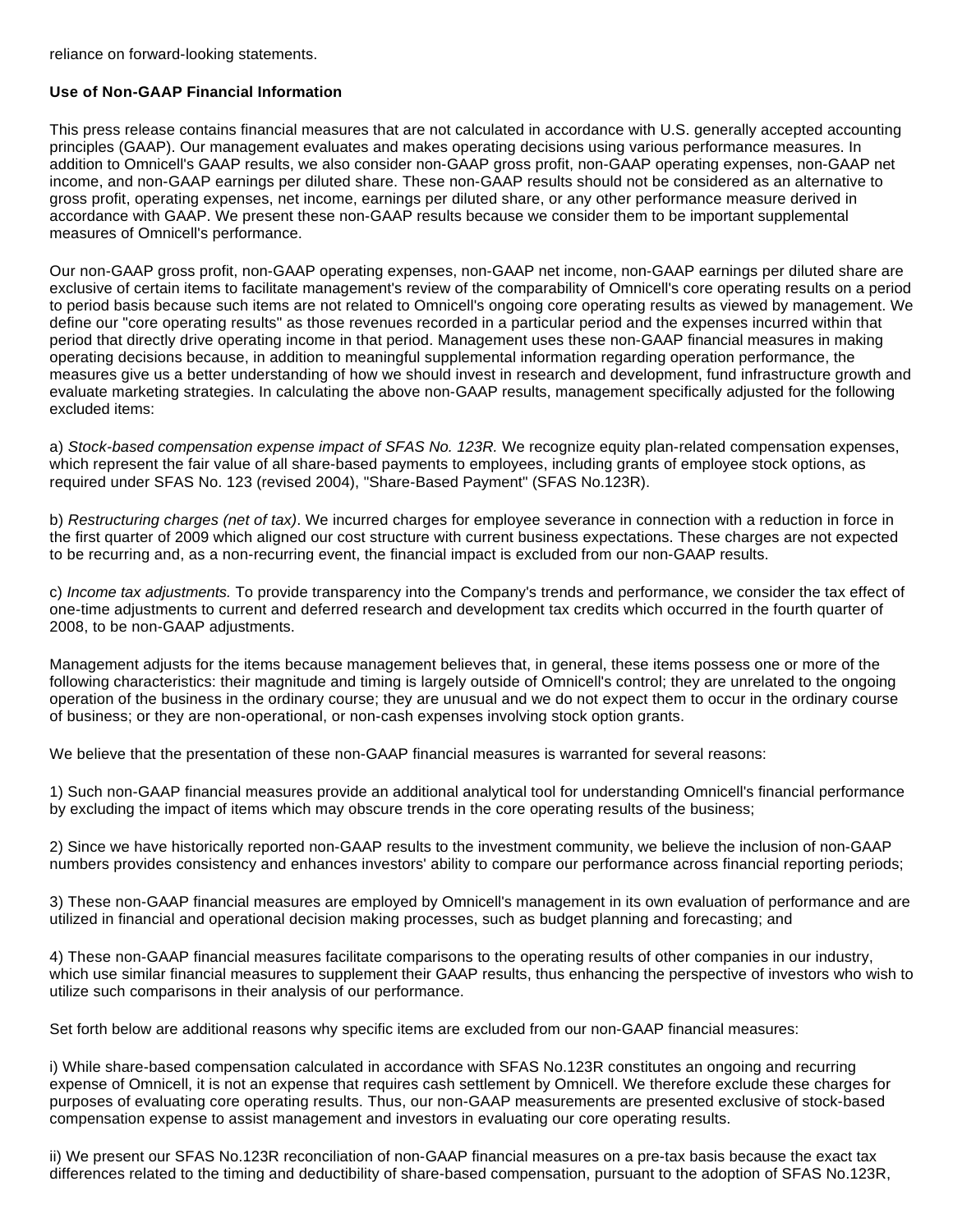reliance on forward-looking statements.

**Use of Non-GAAP Financial Information**

This press release contains financial measures that are not calculated in accordance with U.S. generally accepted accounting principles (GAAP). Our management evaluates and makes operating decisions using various performance measures. In addition to Omnicell's GAAP results, we also consider non-GAAP gross profit, non-GAAP operating expenses, non-GAAP net income, and non-GAAP earnings per diluted share. These non-GAAP results should not be considered as an alternative to gross profit, operating expenses, net income, earnings per diluted share, or any other performance measure derived in accordance with GAAP. We present these non-GAAP results because we consider them to be important supplemental measures of Omnicell's performance.

Our non-GAAP gross profit, non-GAAP operating expenses, non-GAAP net income, non-GAAP earnings per diluted share are exclusive of certain items to facilitate management's review of the comparability of Omnicell's core operating results on a period to period basis because such items are not related to Omnicell's ongoing core operating results as viewed by management. We define our "core operating results" as those revenues recorded in a particular period and the expenses incurred within that period that directly drive operating income in that period. Management uses these non-GAAP financial measures in making operating decisions because, in addition to meaningful supplemental information regarding operation performance, the measures give us a better understanding of how we should invest in research and development, fund infrastructure growth and evaluate marketing strategies. In calculating the above non-GAAP results, management specifically adjusted for the following excluded items:

a) *Stock-based compensation expense impact of SFAS No. 123R.* We recognize equity plan-related compensation expenses, which represent the fair value of all share-based payments to employees, including grants of employee stock options, as required under SFAS No. 123 (revised 2004), "Share-Based Payment" (SFAS No.123R).

b) *Restructuring charges (net of tax)*. We incurred charges for employee severance in connection with a reduction in force in the first quarter of 2009 which aligned our cost structure with current business expectations. These charges are not expected to be recurring and, as a non-recurring event, the financial impact is excluded from our non-GAAP results.

c) *Income tax adjustments.* To provide transparency into the Company's trends and performance, we consider the tax effect of one-time adjustments to current and deferred research and development tax credits which occurred in the fourth quarter of 2008, to be non-GAAP adjustments.

Management adjusts for the items because management believes that, in general, these items possess one or more of the following characteristics: their magnitude and timing is largely outside of Omnicell's control; they are unrelated to the ongoing operation of the business in the ordinary course; they are unusual and we do not expect them to occur in the ordinary course of business; or they are non-operational, or non-cash expenses involving stock option grants.

We believe that the presentation of these non-GAAP financial measures is warranted for several reasons:

1) Such non-GAAP financial measures provide an additional analytical tool for understanding Omnicell's financial performance by excluding the impact of items which may obscure trends in the core operating results of the business;

2) Since we have historically reported non-GAAP results to the investment community, we believe the inclusion of non-GAAP numbers provides consistency and enhances investors' ability to compare our performance across financial reporting periods;

3) These non-GAAP financial measures are employed by Omnicell's management in its own evaluation of performance and are utilized in financial and operational decision making processes, such as budget planning and forecasting; and

4) These non-GAAP financial measures facilitate comparisons to the operating results of other companies in our industry, which use similar financial measures to supplement their GAAP results, thus enhancing the perspective of investors who wish to utilize such comparisons in their analysis of our performance.

Set forth below are additional reasons why specific items are excluded from our non-GAAP financial measures:

i) While share-based compensation calculated in accordance with SFAS No.123R constitutes an ongoing and recurring expense of Omnicell, it is not an expense that requires cash settlement by Omnicell. We therefore exclude these charges for purposes of evaluating core operating results. Thus, our non-GAAP measurements are presented exclusive of stock-based compensation expense to assist management and investors in evaluating our core operating results.

ii) We present our SFAS No.123R reconciliation of non-GAAP financial measures on a pre-tax basis because the exact tax differences related to the timing and deductibility of share-based compensation, pursuant to the adoption of SFAS No.123R,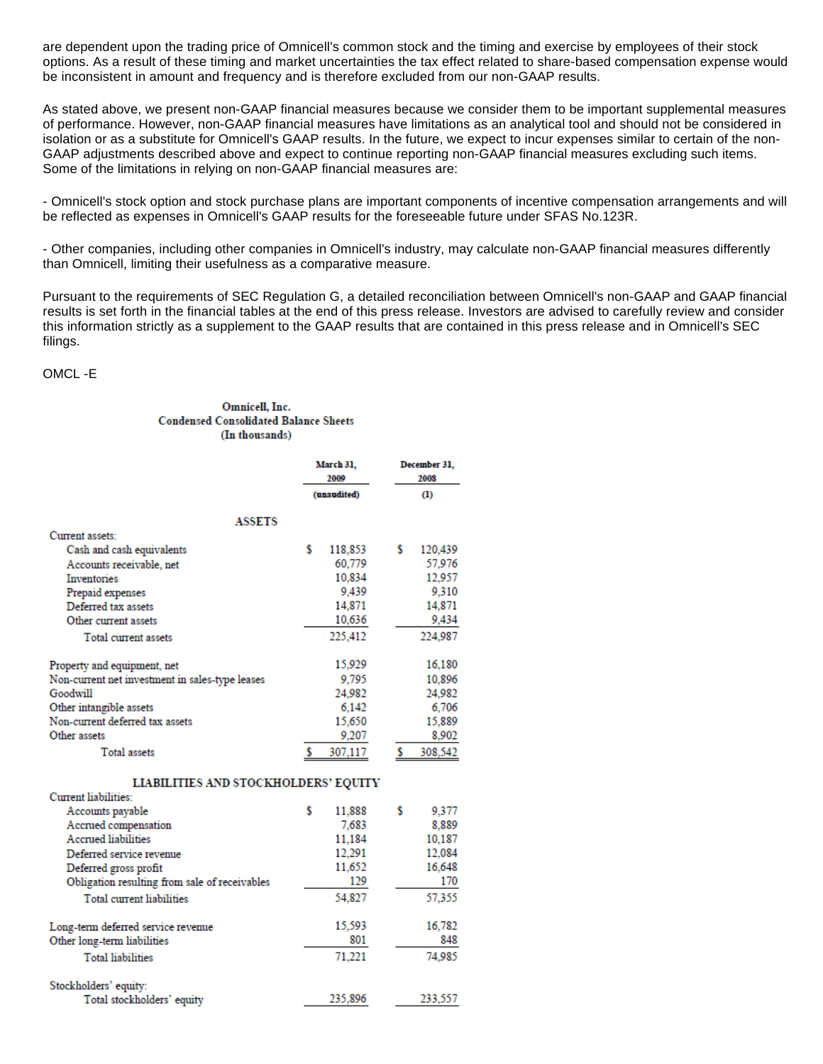are dependent upon the trading price of Omnicell's common stock and the timing and exercise by employees of their stock options. As a result of these timing and market uncertainties the tax effect related to share-based compensation expense would be inconsistent in amount and frequency and is therefore excluded from our non-GAAP results.

As stated above, we present non-GAAP financial measures because we consider them to be important supplemental measures of performance. However, non-GAAP financial measures have limitations as an analytical tool and should not be considered in isolation or as a substitute for Omnicell's GAAP results. In the future, we expect to incur expenses similar to certain of the non-GAAP adjustments described above and expect to continue reporting non-GAAP financial measures excluding such items. Some of the limitations in relying on non-GAAP financial measures are:

- Omnicell's stock option and stock purchase plans are important components of incentive compensation arrangements and will be reflected as expenses in Omnicell's GAAP results for the foreseeable future under SFAS No.123R.

- Other companies, including other companies in Omnicell's industry, may calculate non-GAAP financial measures differently than Omnicell, limiting their usefulness as a comparative measure.

Pursuant to the requirements of SEC Regulation G, a detailed reconciliation between Omnicell's non-GAAP and GAAP financial results is set forth in the financial tables at the end of this press release. Investors are advised to carefully review and consider this information strictly as a supplement to the GAAP results that are contained in this press release and in Omnicell's SEC filings.

OMCL -E

**Omnicell, Inc.**
**Condensed Consolidated Balance Sheets**
**(In thousands)**

| | March 31, 2009 (unaudited) | December 31, 2008 (1) |
|---|---|---|
| **ASSETS** | | |
| Current assets: | | |
| Cash and cash equivalents | $ 118,853 | $ 120,439 |
| Accounts receivable, net | 60,779 | 57,976 |
| Inventories | 10,834 | 12,957 |
| Prepaid expenses | 9,439 | 9,310 |
| Deferred tax assets | 14,871 | 14,871 |
| Other current assets | 10,636 | 9,434 |
| Total current assets | 225,412 | 224,987 |
| Property and equipment, net | 15,929 | 16,180 |
| Non-current net investment in sales-type leases | 9,795 | 10,896 |
| Goodwill | 24,982 | 24,982 |
| Other intangible assets | 6,142 | 6,706 |
| Non-current deferred tax assets | 15,650 | 15,889 |
| Other assets | 9,207 | 8,902 |
| Total assets | $ 307,117 | $ 308,542 |
| **LIABILITIES AND STOCKHOLDERS' EQUITY** | | |
| Current liabilities: | | |
| Accounts payable | $ 11,888 | $ 9,377 |
| Accrued compensation | 7,683 | 8,889 |
| Accrued liabilities | 11,184 | 10,187 |
| Deferred service revenue | 12,291 | 12,084 |
| Deferred gross profit | 11,652 | 16,648 |
| Obligation resulting from sale of receivables | 129 | 170 |
| Total current liabilities | 54,827 | 57,355 |
| Long-term deferred service revenue | 15,593 | 16,782 |
| Other long-term liabilities | 801 | 848 |
| Total liabilities | 71,221 | 74,985 |
| Stockholders' equity: | | |
| Total stockholders' equity | 235,896 | 233,557 |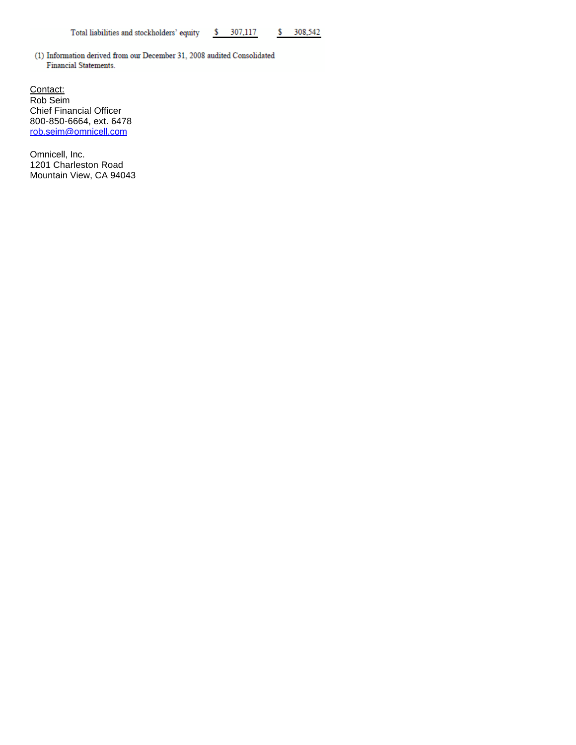| | | |
|---|---|---|
| Total liabilities and stockholders' equity | $ 307,117 | $ 308,542 |

(1) Information derived from our December 31, 2008 audited Consolidated Financial Statements.

Contact:
Rob Seim
Chief Financial Officer
800-850-6664, ext. 6478
rob.seim@omnicell.com

Omnicell, Inc.
1201 Charleston Road
Mountain View, CA 94043